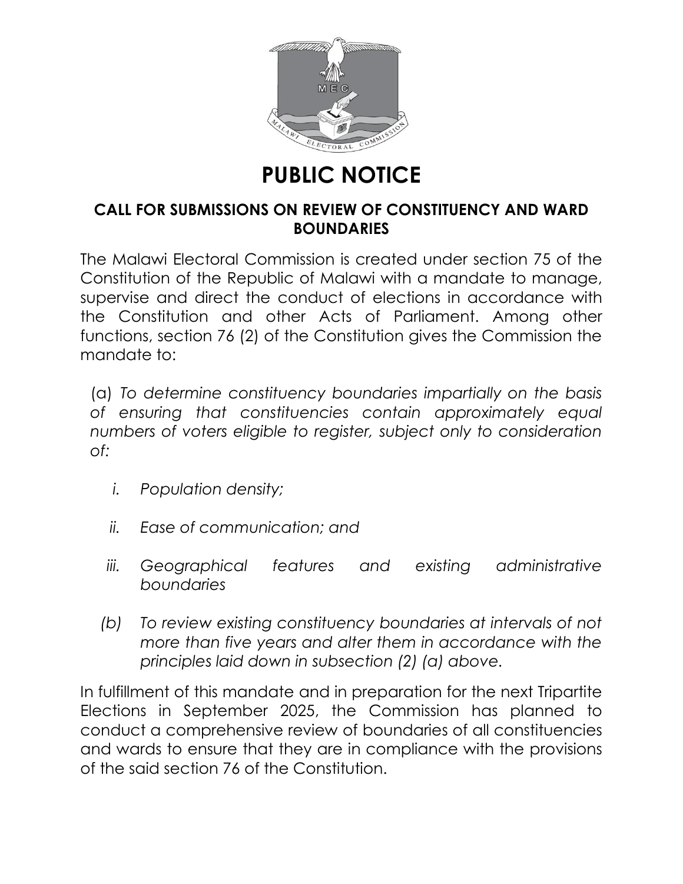# PUBLIC NOTICE

## CALL FOR SUBMISSIONS ON REVIEW OF CONSTITUENCY AND WARD BOUNDARIES

The Malawi Electoral Commission is created under section 75 of the Constitution of the Republic of Malawi with a mandate to manage, supervise and direct the conduct of elections in accordance with the Constitution and other Acts of Parliament. Among other functions, section 76 (2) of the Constitution gives the Commission the mandate to:

(a) *To determine constituency boundaries impartially on the basis of ensuring that constituencies contain approximately equal numbers of voters eligible to register, subject only to consideration of:*

- *i. Population density;*
- *ii. Ease of communication; and*
- *iii. Geographical features and existing administrative boundaries*

*(b) To review existing constituency boundaries at intervals of not more than five years and alter them in accordance with the principles laid down in subsection (2) (a) above.*

In fulfillment of this mandate and in preparation for the next Tripartite Elections in September 2025, the Commission has planned to conduct a comprehensive review of boundaries of all constituencies and wards to ensure that they are in compliance with the provisions of the said section 76 of the Constitution.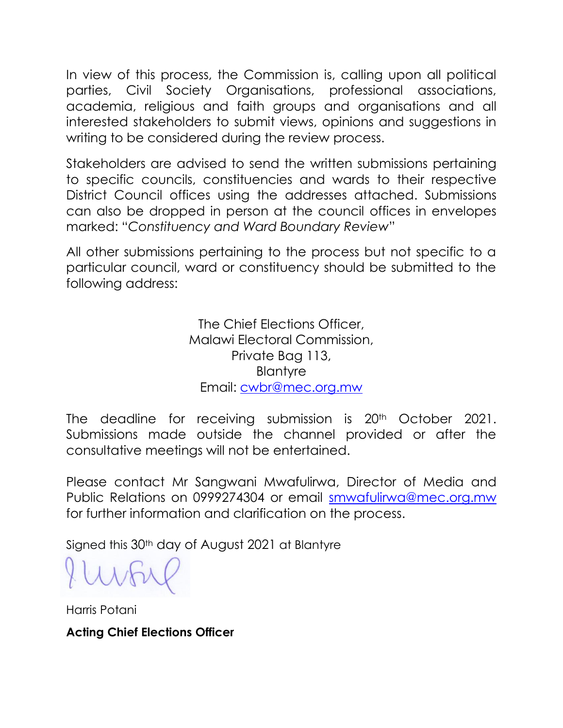In view of this process, the Commission is, calling upon all political parties, Civil Society Organisations, professional associations, academia, religious and faith groups and organisations and all interested stakeholders to submit views, opinions and suggestions in writing to be considered during the review process.

Stakeholders are advised to send the written submissions pertaining to specific councils, constituencies and wards to their respective District Council offices using the addresses attached. Submissions can also be dropped in person at the council offices in envelopes marked: "*Constituency and Ward Boundary Review*"

All other submissions pertaining to the process but not specific to a particular council, ward or constituency should be submitted to the following address:

The Chief Elections Officer,
Malawi Electoral Commission,
Private Bag 113,
Blantyre
Email: cwbr@mec.org.mw

The deadline for receiving submission is 20th October 2021. Submissions made outside the channel provided or after the consultative meetings will not be entertained.

Please contact Mr Sangwani Mwafulirwa, Director of Media and Public Relations on 0999274304 or email smwafulirwa@mec.org.mw for further information and clarification on the process.

Signed this 30th day of August 2021 at Blantyre

Harris Potani

**Acting Chief Elections Officer**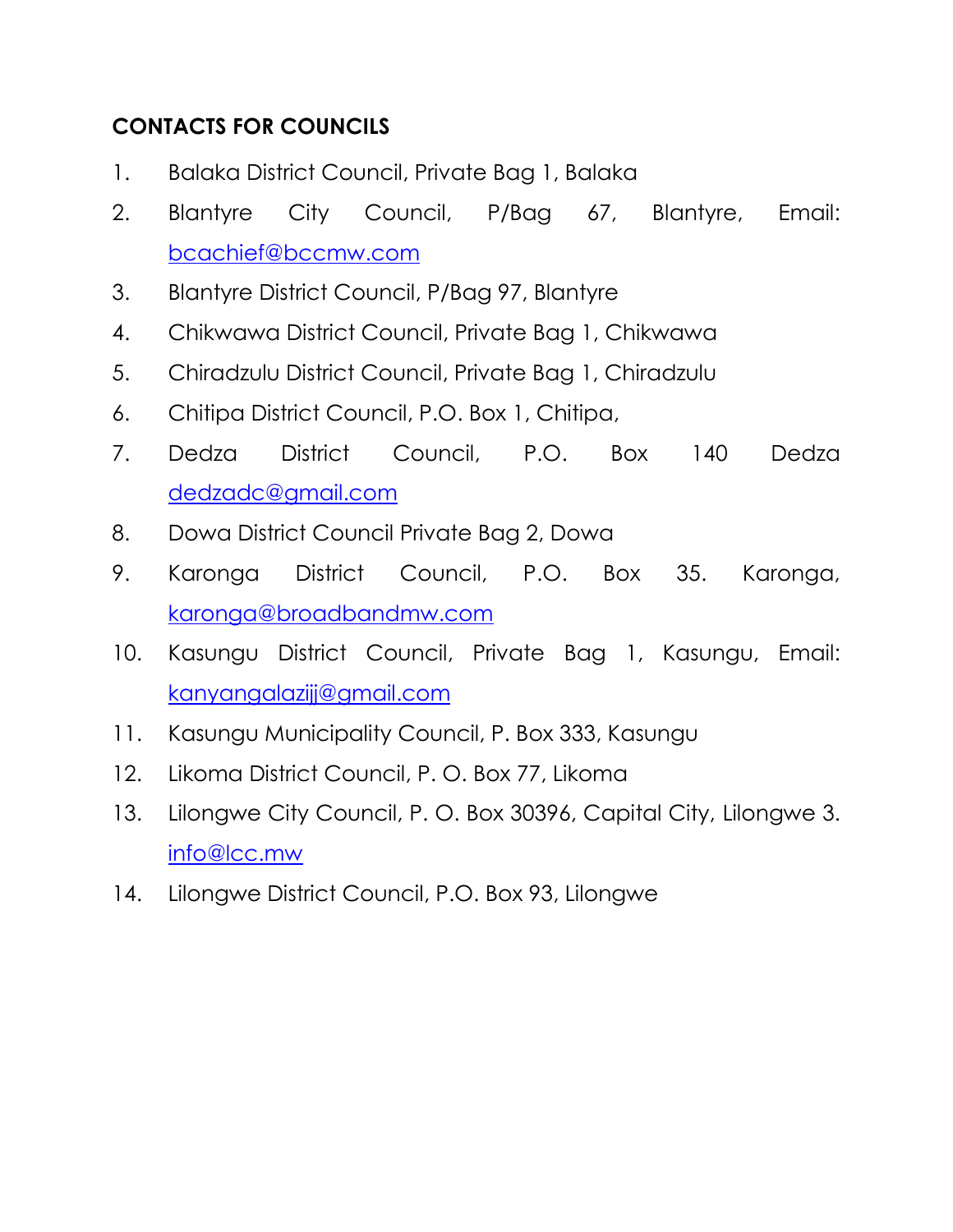**CONTACTS FOR COUNCILS**

1. Balaka District Council, Private Bag 1, Balaka
2. Blantyre City Council, P/Bag 67, Blantyre, Email: bcachief@bccmw.com
3. Blantyre District Council, P/Bag 97, Blantyre
4. Chikwawa District Council, Private Bag 1, Chikwawa
5. Chiradzulu District Council, Private Bag 1, Chiradzulu
6. Chitipa District Council, P.O. Box 1, Chitipa,
7. Dedza District Council, P.O. Box 140 Dedza dedzadc@gmail.com
8. Dowa District Council Private Bag 2, Dowa
9. Karonga District Council, P.O. Box 35. Karonga, karonga@broadbandmw.com
10. Kasungu District Council, Private Bag 1, Kasungu, Email: kanyangalazijj@gmail.com
11. Kasungu Municipality Council, P. Box 333, Kasungu
12. Likoma District Council, P. O. Box 77, Likoma
13. Lilongwe City Council, P. O. Box 30396, Capital City, Lilongwe 3. info@lcc.mw
14. Lilongwe District Council, P.O. Box 93, Lilongwe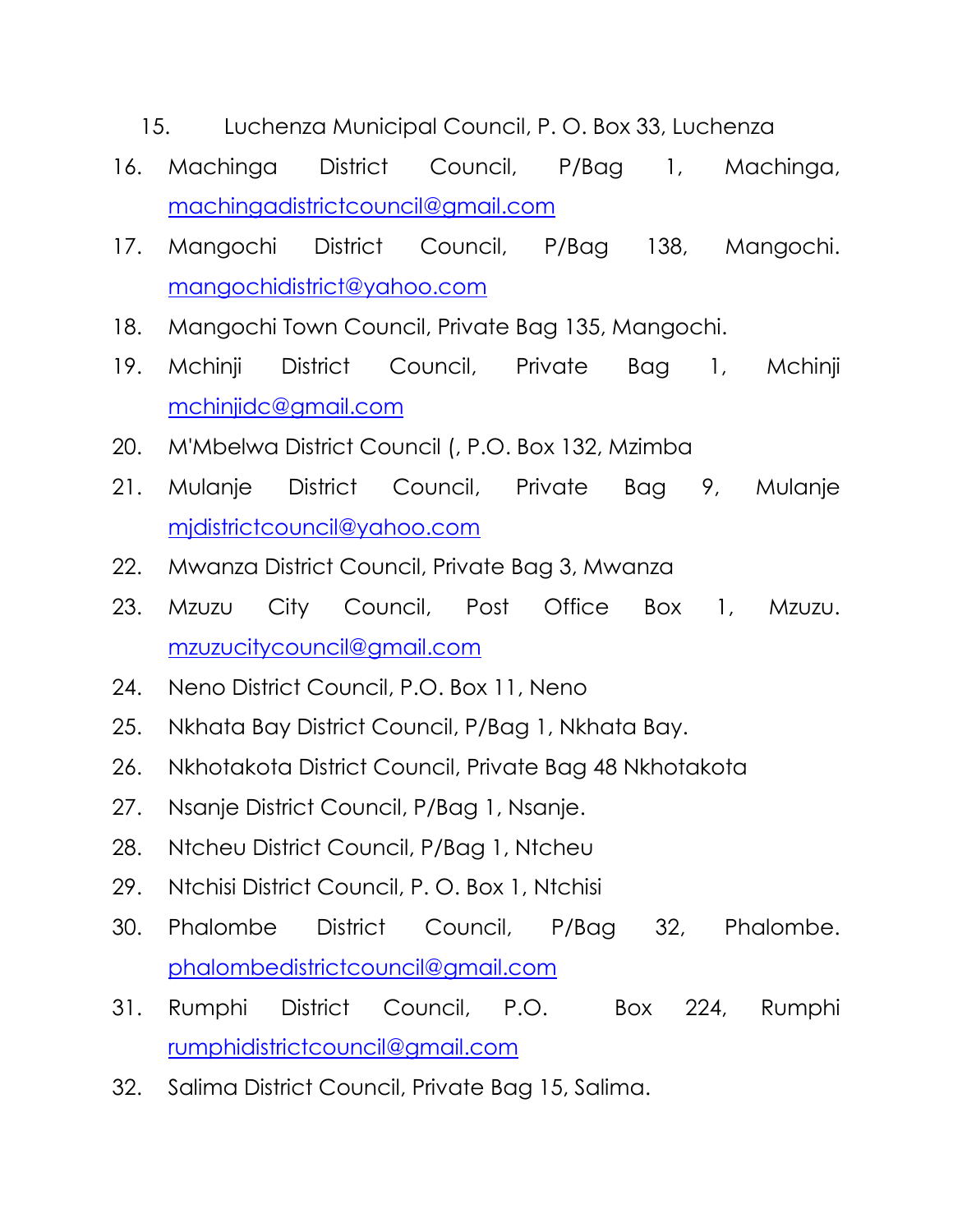15. Luchenza Municipal Council, P. O. Box 33, Luchenza
16. Machinga District Council, P/Bag 1, Machinga, machingadistrictcouncil@gmail.com
17. Mangochi District Council, P/Bag 138, Mangochi. mangochidistrict@yahoo.com
18. Mangochi Town Council, Private Bag 135, Mangochi.
19. Mchinji District Council, Private Bag 1, Mchinji mchinjidc@gmail.com
20. M'Mbelwa District Council (, P.O. Box 132, Mzimba
21. Mulanje District Council, Private Bag 9, Mulanje mjdistrictcouncil@yahoo.com
22. Mwanza District Council, Private Bag 3, Mwanza
23. Mzuzu City Council, Post Office Box 1, Mzuzu. mzuzucitycouncil@gmail.com
24. Neno District Council, P.O. Box 11, Neno
25. Nkhata Bay District Council, P/Bag 1, Nkhata Bay.
26. Nkhotakota District Council, Private Bag 48 Nkhotakota
27. Nsanje District Council, P/Bag 1, Nsanje.
28. Ntcheu District Council, P/Bag 1, Ntcheu
29. Ntchisi District Council, P. O. Box 1, Ntchisi
30. Phalombe District Council, P/Bag 32, Phalombe. phalombedistrictcouncil@gmail.com
31. Rumphi District Council, P.O. Box 224, Rumphi rumphidistrictcouncil@gmail.com
32. Salima District Council, Private Bag 15, Salima.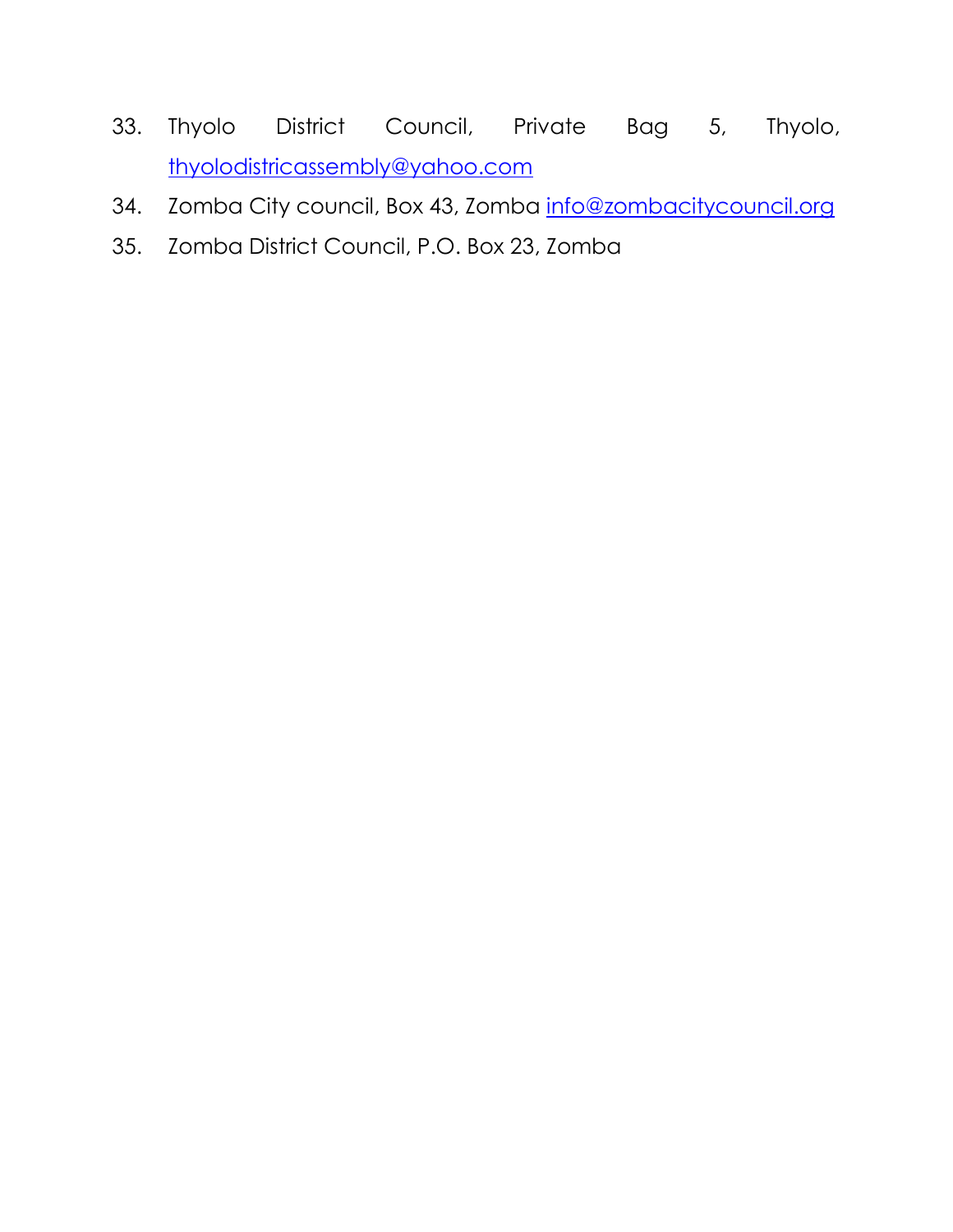33. Thyolo District Council, Private Bag 5, Thyolo, thyolodistricassembly@yahoo.com
34. Zomba City council, Box 43, Zomba info@zombacitycouncil.org
35. Zomba District Council, P.O. Box 23, Zomba